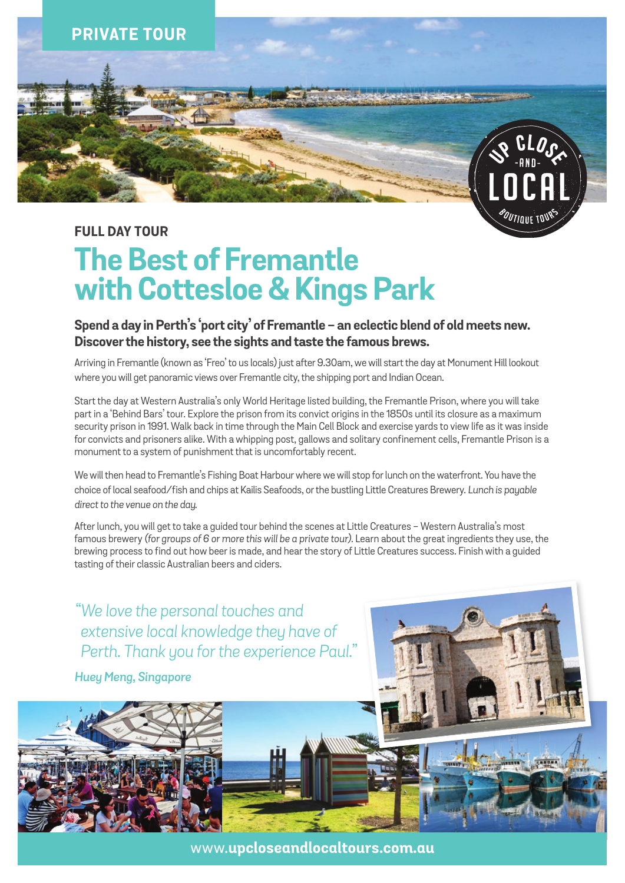PRIVATE TOUR

### FULL DAY TOUR

# The Best of Fremantle with Cottesloe & Kings Park

**Spend a day in Perth's 'port city' of Fremantle – an eclectic blend of old meets new. Discover the history, see the sights and taste the famous brews.**

Arriving in Fremantle (known as 'Freo' to us locals) just after 9.30am, we will start the day at Monument Hill lookout where you will get panoramic views over Fremantle city, the shipping port and Indian Ocean.

Start the day at Western Australia's only World Heritage listed building, the Fremantle Prison, where you will take part in a 'Behind Bars' tour. Explore the prison from its convict origins in the 1850s until its closure as a maximum security prison in 1991. Walk back in time through the Main Cell Block and exercise yards to view life as it was inside for convicts and prisoners alike. With a whipping post, gallows and solitary confinement cells, Fremantle Prison is a monument to a system of punishment that is uncomfortably recent.

We will then head to Fremantle's Fishing Boat Harbour where we will stop for lunch on the waterfront. You have the choice of local seafood/fish and chips at Kailis Seafoods, or the bustling Little Creatures Brewery. *Lunch is payable direct to the venue on the day.*

After lunch, you will get to take a guided tour behind the scenes at Little Creatures – Western Australia's most famous brewery *(for groups of 6 or more this will be a private tour)*. Learn about the great ingredients they use, the brewing process to find out how beer is made, and hear the story of Little Creatures success. Finish with a guided tasting of their classic Australian beers and ciders.

*"We love the personal touches and extensive local knowledge they have of Perth. Thank you for the experience Paul."*

***Huey Meng, Singapore***

www.upcloseandlocaltours.com.au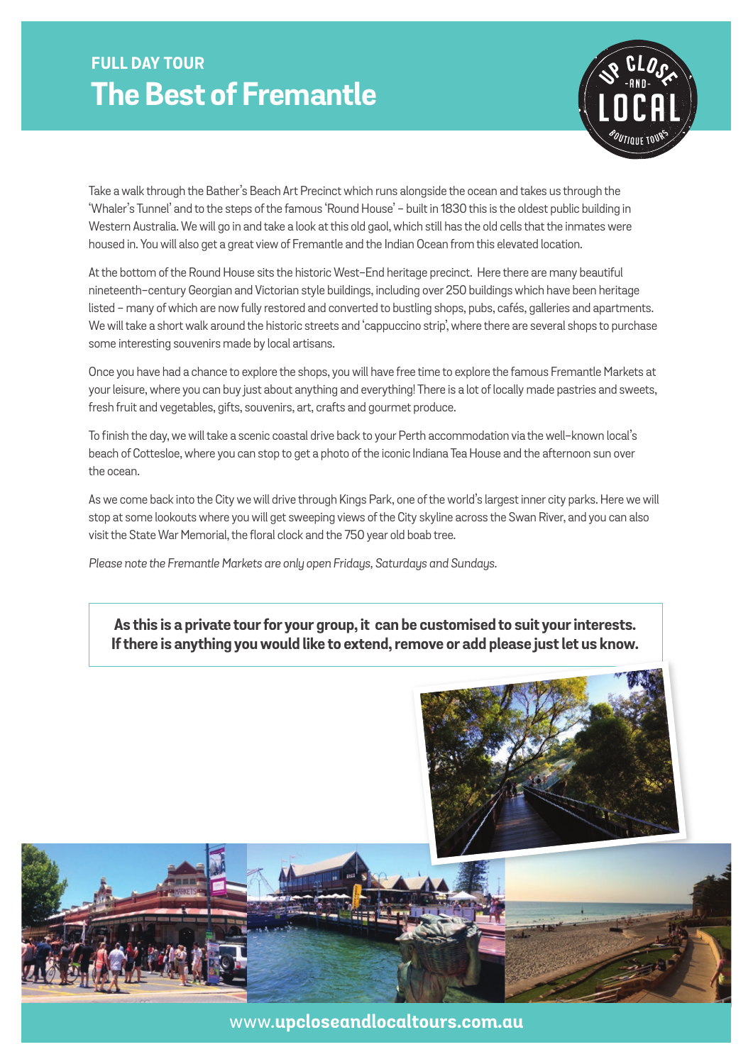**FULL DAY TOUR**

# The Best of Fremantle

Take a walk through the Bather's Beach Art Precinct which runs alongside the ocean and takes us through the 'Whaler's Tunnel' and to the steps of the famous 'Round House' – built in 1830 this is the oldest public building in Western Australia. We will go in and take a look at this old gaol, which still has the old cells that the inmates were housed in. You will also get a great view of Fremantle and the Indian Ocean from this elevated location.

At the bottom of the Round House sits the historic West–End heritage precinct. Here there are many beautiful nineteenth–century Georgian and Victorian style buildings, including over 250 buildings which have been heritage listed – many of which are now fully restored and converted to bustling shops, pubs, cafés, galleries and apartments. We will take a short walk around the historic streets and 'cappuccino strip', where there are several shops to purchase some interesting souvenirs made by local artisans.

Once you have had a chance to explore the shops, you will have free time to explore the famous Fremantle Markets at your leisure, where you can buy just about anything and everything! There is a lot of locally made pastries and sweets, fresh fruit and vegetables, gifts, souvenirs, art, crafts and gourmet produce.

To finish the day, we will take a scenic coastal drive back to your Perth accommodation via the well–known local's beach of Cottesloe, where you can stop to get a photo of the iconic Indiana Tea House and the afternoon sun over the ocean.

As we come back into the City we will drive through Kings Park, one of the world's largest inner city parks. Here we will stop at some lookouts where you will get sweeping views of the City skyline across the Swan River, and you can also visit the State War Memorial, the floral clock and the 750 year old boab tree.

*Please note the Fremantle Markets are only open Fridays, Saturdays and Sundays.*

**As this is a private tour for your group, it can be customised to suit your interests. If there is anything you would like to extend, remove or add please just let us know.**

www.**upcloseandlocaltours.com.au**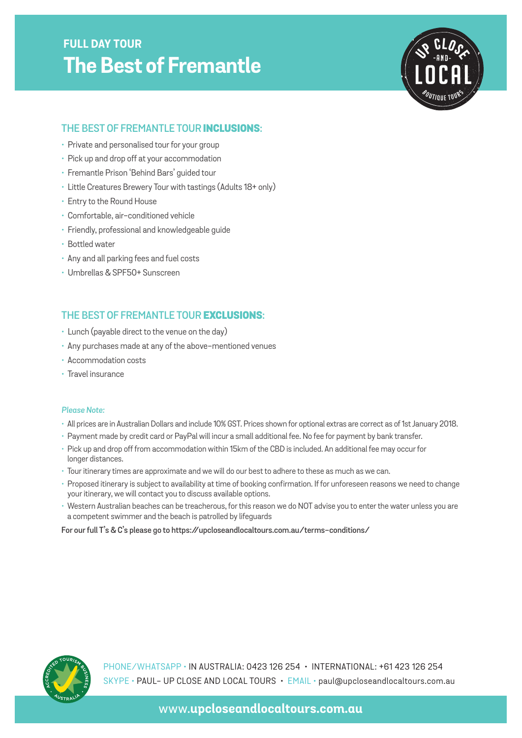FULL DAY TOUR

# The Best of Fremantle

UP CLOSE -AND- LOCAL BOUTIQUE TOURS

## THE BEST OF FREMANTLE TOUR **INCLUSIONS**:

- Private and personalised tour for your group
- Pick up and drop off at your accommodation
- Fremantle Prison 'Behind Bars' guided tour
- Little Creatures Brewery Tour with tastings (Adults 18+ only)
- Entry to the Round House
- Comfortable, air-conditioned vehicle
- Friendly, professional and knowledgeable guide
- Bottled water
- Any and all parking fees and fuel costs
- Umbrellas & SPF50+ Sunscreen

## THE BEST OF FREMANTLE TOUR **EXCLUSIONS**:

- Lunch (payable direct to the venue on the day)
- Any purchases made at any of the above-mentioned venues
- Accommodation costs
- Travel insurance

*Please Note:*

- All prices are in Australian Dollars and include 10% GST. Prices shown for optional extras are correct as of 1st January 2018.
- Payment made by credit card or PayPal will incur a small additional fee. No fee for payment by bank transfer.
- Pick up and drop off from accommodation within 15km of the CBD is included. An additional fee may occur for longer distances.
- Tour itinerary times are approximate and we will do our best to adhere to these as much as we can.
- Proposed itinerary is subject to availability at time of booking confirmation. If for unforeseen reasons we need to change your itinerary, we will contact you to discuss available options.
- Western Australian beaches can be treacherous, for this reason we do NOT advise you to enter the water unless you are a competent swimmer and the beach is patrolled by lifeguards

**For our full T's & C's please go to https://upcloseandlocaltours.com.au/terms-conditions/**

ACCREDITED TOURISM BUSINESS AUSTRALIA

PHONE/WHATSAPP • IN AUSTRALIA: 0423 126 254 • INTERNATIONAL: +61 423 126 254
SKYPE • PAUL- UP CLOSE AND LOCAL TOURS • EMAIL • paul@upcloseandlocaltours.com.au

www.**upcloseandlocaltours.com.au**